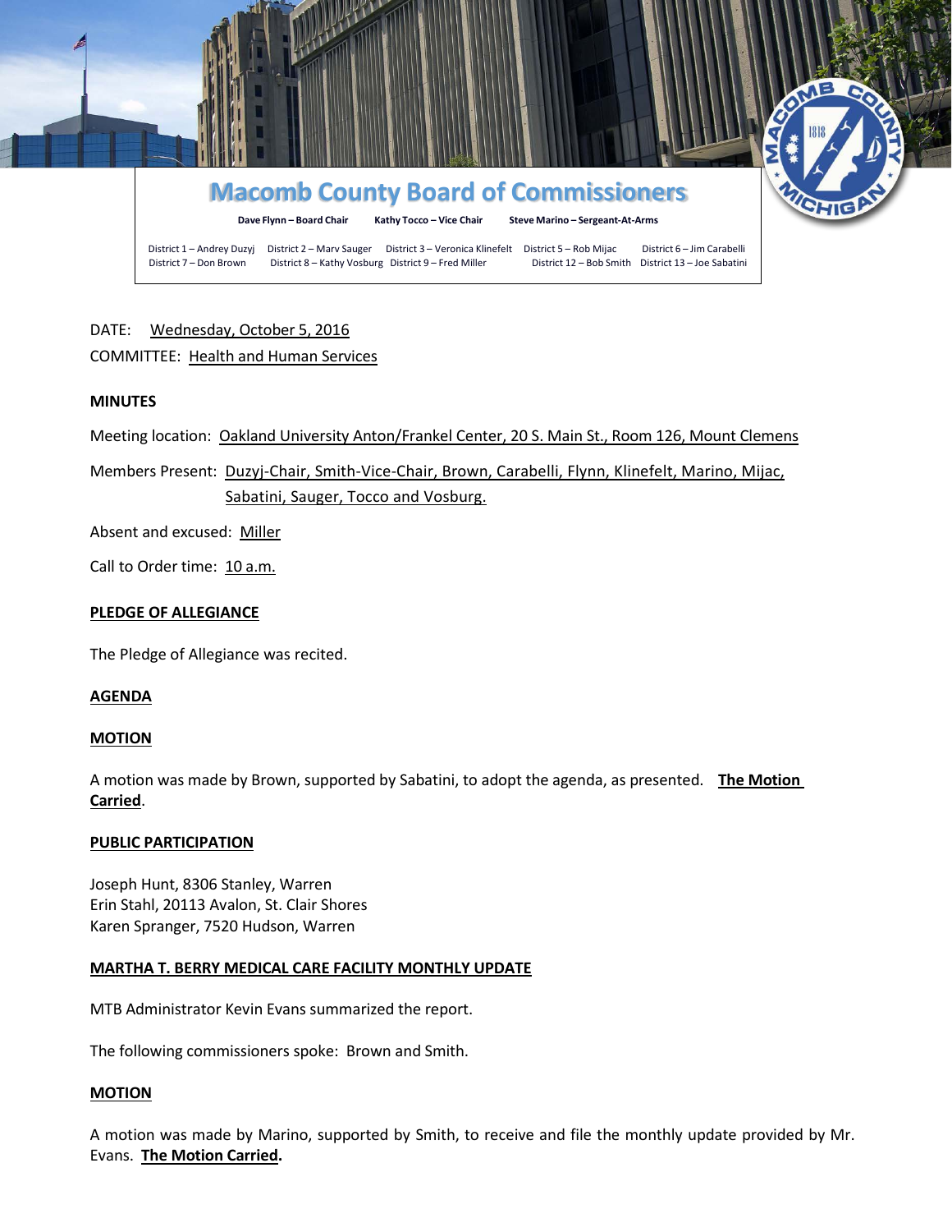# Macomb County Board of Commissioners

**Dave Flynn – Board Chair** **Kathy Tocco – Vice Chair** **Steve Marino – Sergeant-At-Arms**

District 1 – Andrey Duzyj  District 2 – Marv Sauger  District 3 – Veronica Klinefelt  District 5 – Rob Mijac  District 6 – Jim Carabelli
District 7 – Don Brown  District 8 – Kathy Vosburg  District 9 – Fred Miller  District 12 – Bob Smith  District 13 – Joe Sabatini

DATE: Wednesday, October 5, 2016

COMMITTEE: Health and Human Services

**MINUTES**

Meeting location: Oakland University Anton/Frankel Center, 20 S. Main St., Room 126, Mount Clemens

Members Present: Duzyj-Chair, Smith-Vice-Chair, Brown, Carabelli, Flynn, Klinefelt, Marino, Mijac, Sabatini, Sauger, Tocco and Vosburg.

Absent and excused: Miller

Call to Order time: 10 a.m.

**PLEDGE OF ALLEGIANCE**

The Pledge of Allegiance was recited.

**AGENDA**

**MOTION**

A motion was made by Brown, supported by Sabatini, to adopt the agenda, as presented. **The Motion Carried**.

**PUBLIC PARTICIPATION**

Joseph Hunt, 8306 Stanley, Warren
Erin Stahl, 20113 Avalon, St. Clair Shores
Karen Spranger, 7520 Hudson, Warren

**MARTHA T. BERRY MEDICAL CARE FACILITY MONTHLY UPDATE**

MTB Administrator Kevin Evans summarized the report.

The following commissioners spoke: Brown and Smith.

**MOTION**

A motion was made by Marino, supported by Smith, to receive and file the monthly update provided by Mr. Evans. **The Motion Carried.**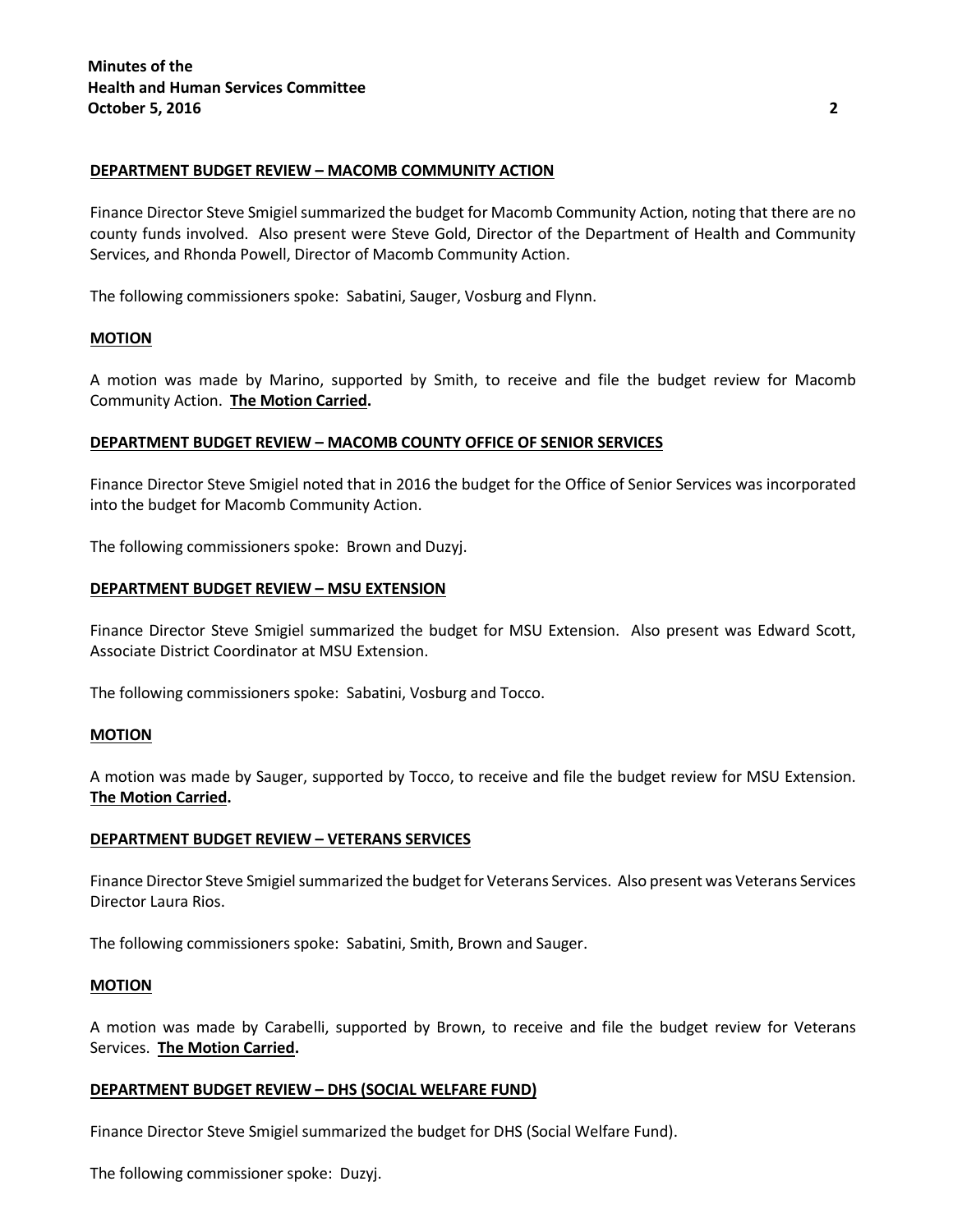**DEPARTMENT BUDGET REVIEW – MACOMB COMMUNITY ACTION**

Finance Director Steve Smigiel summarized the budget for Macomb Community Action, noting that there are no county funds involved. Also present were Steve Gold, Director of the Department of Health and Community Services, and Rhonda Powell, Director of Macomb Community Action.

The following commissioners spoke: Sabatini, Sauger, Vosburg and Flynn.

**MOTION**

A motion was made by Marino, supported by Smith, to receive and file the budget review for Macomb Community Action. **The Motion Carried.**

**DEPARTMENT BUDGET REVIEW – MACOMB COUNTY OFFICE OF SENIOR SERVICES**

Finance Director Steve Smigiel noted that in 2016 the budget for the Office of Senior Services was incorporated into the budget for Macomb Community Action.

The following commissioners spoke: Brown and Duzyj.

**DEPARTMENT BUDGET REVIEW – MSU EXTENSION**

Finance Director Steve Smigiel summarized the budget for MSU Extension. Also present was Edward Scott, Associate District Coordinator at MSU Extension.

The following commissioners spoke: Sabatini, Vosburg and Tocco.

**MOTION**

A motion was made by Sauger, supported by Tocco, to receive and file the budget review for MSU Extension. **The Motion Carried.**

**DEPARTMENT BUDGET REVIEW – VETERANS SERVICES**

Finance Director Steve Smigiel summarized the budget for Veterans Services. Also present was Veterans Services Director Laura Rios.

The following commissioners spoke: Sabatini, Smith, Brown and Sauger.

**MOTION**

A motion was made by Carabelli, supported by Brown, to receive and file the budget review for Veterans Services. **The Motion Carried.**

**DEPARTMENT BUDGET REVIEW – DHS (SOCIAL WELFARE FUND)**

Finance Director Steve Smigiel summarized the budget for DHS (Social Welfare Fund).

The following commissioner spoke: Duzyj.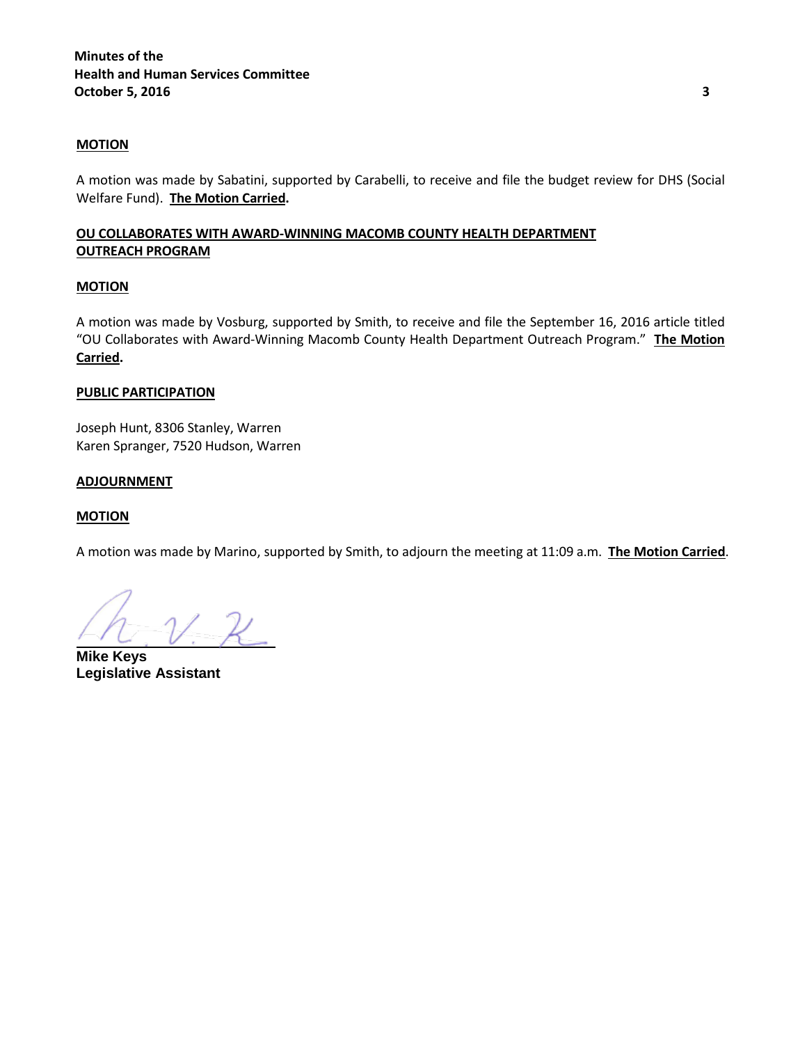**MOTION**

A motion was made by Sabatini, supported by Carabelli, to receive and file the budget review for DHS (Social Welfare Fund). **The Motion Carried.**

**OU COLLABORATES WITH AWARD-WINNING MACOMB COUNTY HEALTH DEPARTMENT OUTREACH PROGRAM**

**MOTION**

A motion was made by Vosburg, supported by Smith, to receive and file the September 16, 2016 article titled "OU Collaborates with Award-Winning Macomb County Health Department Outreach Program." **The Motion Carried.**

**PUBLIC PARTICIPATION**

Joseph Hunt, 8306 Stanley, Warren
Karen Spranger, 7520 Hudson, Warren

**ADJOURNMENT**

**MOTION**

A motion was made by Marino, supported by Smith, to adjourn the meeting at 11:09 a.m. **The Motion Carried.**

**Mike Keys**
**Legislative Assistant**